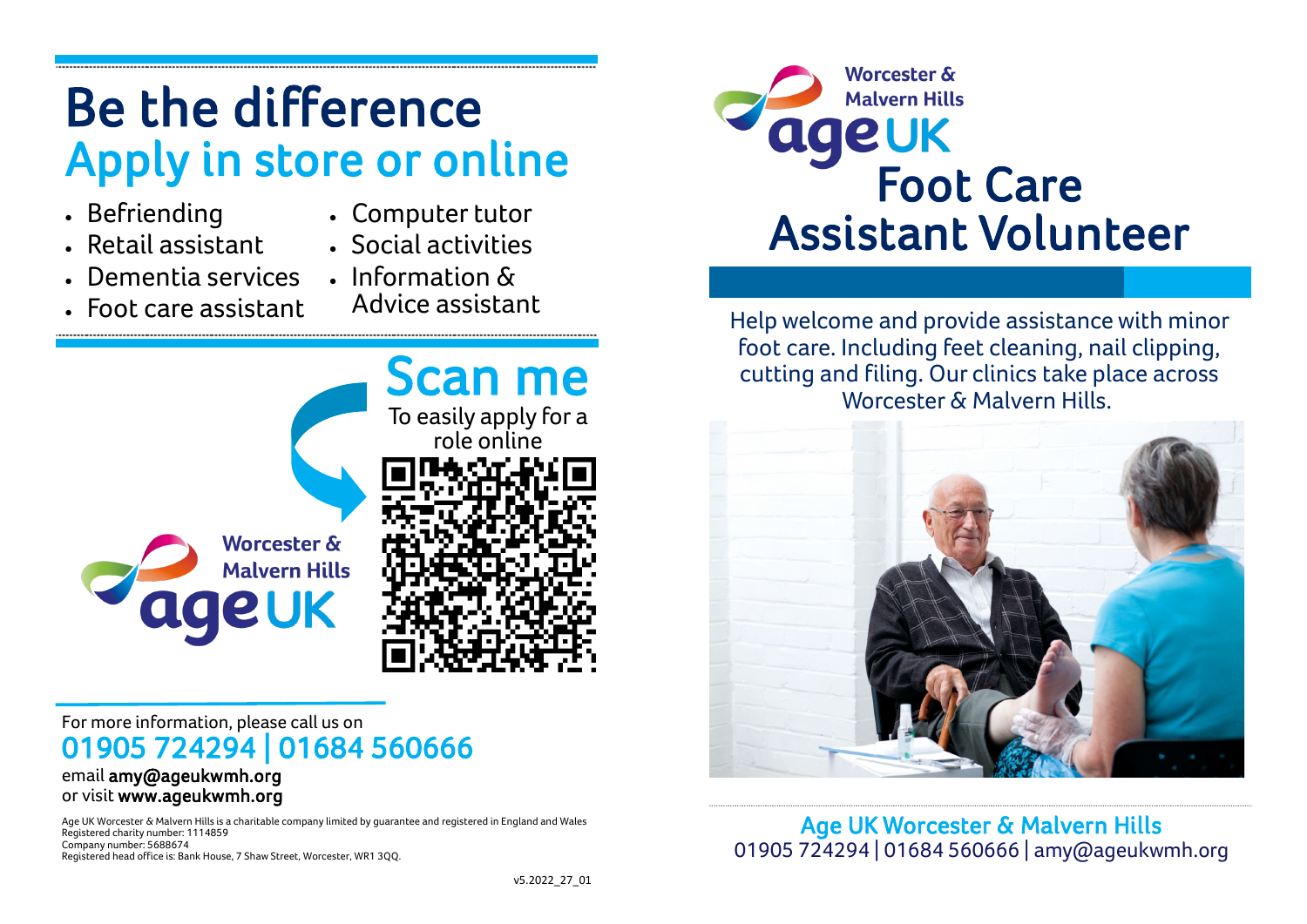# Be the difference
## Apply in store or online

- Befriending
- Retail assistant
- Dementia services
- Foot care assistant
- Computer tutor
- Social activities
- Information & Advice assistant

## Scan me

To easily apply for a role online

Worcester & Malvern Hills
ageUK

For more information, please call us on

**01905 724294 | 01684 560666**

email **amy@ageukwmh.org**
or visit **www.ageukwmh.org**

Age UK Worcester & Malvern Hills is a charitable company limited by guarantee and registered in England and Wales
Registered charity number: 1114859
Company number: 5688674
Registered head office is: Bank House, 7 Shaw Street, Worcester, WR1 3QQ.

v5.2022_27_01

Worcester & Malvern Hills
ageUK

# Foot Care Assistant Volunteer

Help welcome and provide assistance with minor foot care. Including feet cleaning, nail clipping, cutting and filing. Our clinics take place across Worcester & Malvern Hills.

**Age UK Worcester & Malvern Hills**
01905 724294 | 01684 560666 | amy@ageukwmh.org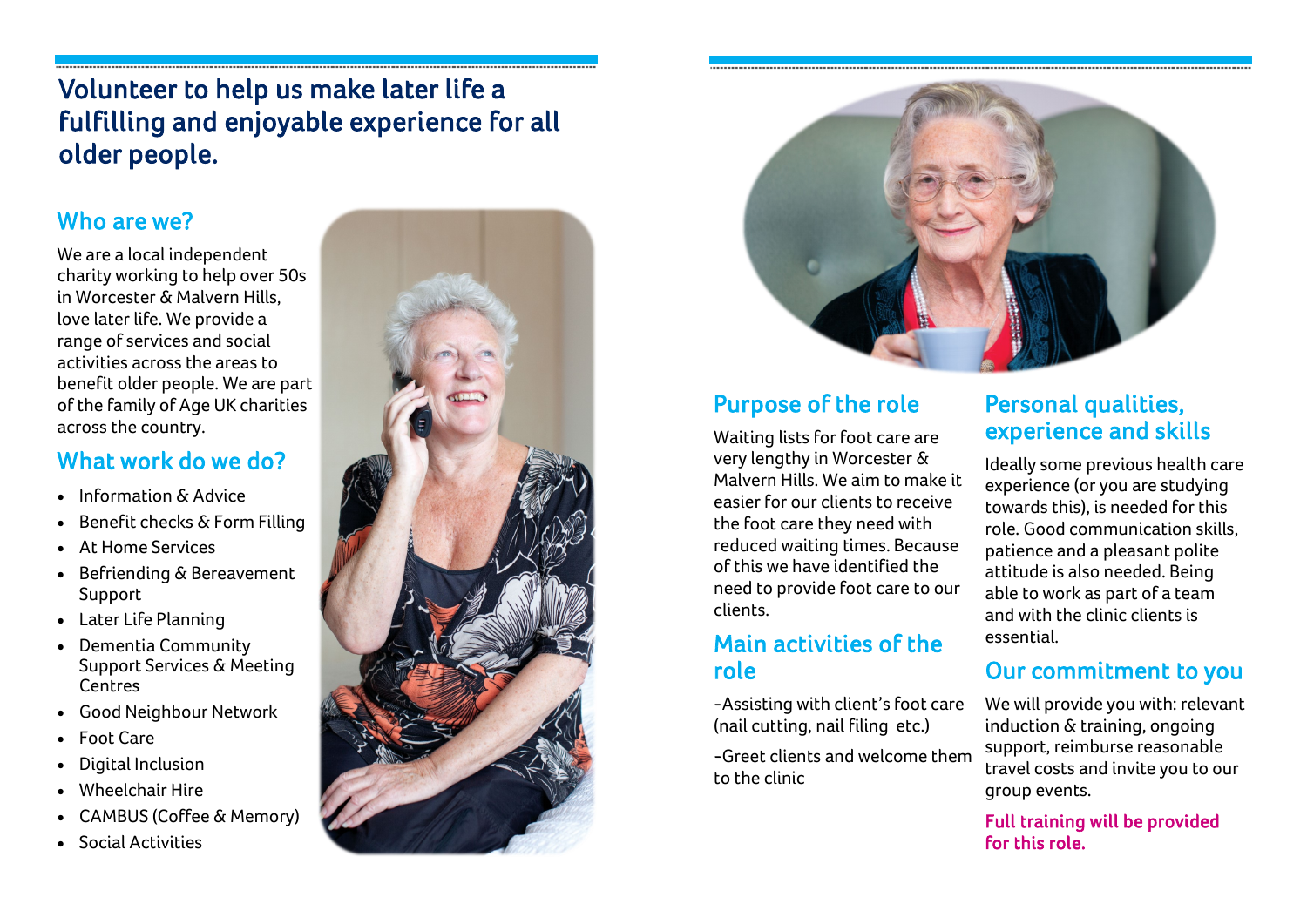# Volunteer to help us make later life a fulfilling and enjoyable experience for all older people.

## Who are we?

We are a local independent charity working to help over 50s in Worcester & Malvern Hills, love later life. We provide a range of services and social activities across the areas to benefit older people. We are part of the family of Age UK charities across the country.

## What work do we do?

- Information & Advice
- Benefit checks & Form Filling
- At Home Services
- Befriending & Bereavement Support
- Later Life Planning
- Dementia Community Support Services & Meeting Centres
- Good Neighbour Network
- Foot Care
- Digital Inclusion
- Wheelchair Hire
- CAMBUS (Coffee & Memory)
- Social Activities

## Purpose of the role

Waiting lists for foot care are very lengthy in Worcester & Malvern Hills. We aim to make it easier for our clients to receive the foot care they need with reduced waiting times. Because of this we have identified the need to provide foot care to our clients.

## Main activities of the role

-Assisting with client's foot care (nail cutting, nail filing etc.)

-Greet clients and welcome them to the clinic

## Personal qualities, experience and skills

Ideally some previous health care experience (or you are studying towards this), is needed for this role. Good communication skills, patience and a pleasant polite attitude is also needed. Being able to work as part of a team and with the clinic clients is essential.

## Our commitment to you

We will provide you with: relevant induction & training, ongoing support, reimburse reasonable travel costs and invite you to our group events.

**Full training will be provided for this role.**